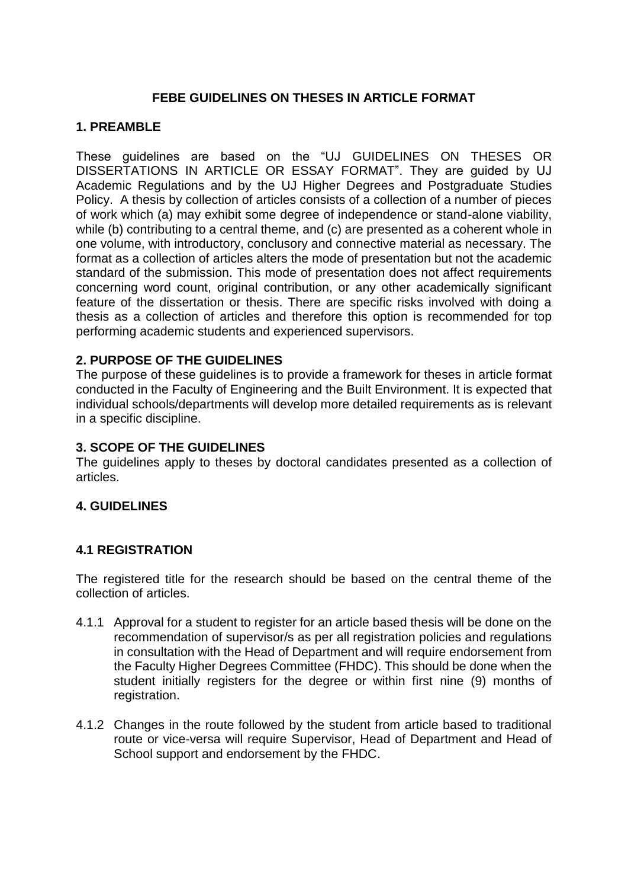# FEBE GUIDELINES ON THESES IN ARTICLE FORMAT

## 1. PREAMBLE

These guidelines are based on the "UJ GUIDELINES ON THESES OR DISSERTATIONS IN ARTICLE OR ESSAY FORMAT". They are guided by UJ Academic Regulations and by the UJ Higher Degrees and Postgraduate Studies Policy. A thesis by collection of articles consists of a collection of a number of pieces of work which (a) may exhibit some degree of independence or stand-alone viability, while (b) contributing to a central theme, and (c) are presented as a coherent whole in one volume, with introductory, conclusory and connective material as necessary. The format as a collection of articles alters the mode of presentation but not the academic standard of the submission. This mode of presentation does not affect requirements concerning word count, original contribution, or any other academically significant feature of the dissertation or thesis. There are specific risks involved with doing a thesis as a collection of articles and therefore this option is recommended for top performing academic students and experienced supervisors.

## 2. PURPOSE OF THE GUIDELINES

The purpose of these guidelines is to provide a framework for theses in article format conducted in the Faculty of Engineering and the Built Environment. It is expected that individual schools/departments will develop more detailed requirements as is relevant in a specific discipline.

## 3. SCOPE OF THE GUIDELINES

The guidelines apply to theses by doctoral candidates presented as a collection of articles.

## 4. GUIDELINES

### 4.1 REGISTRATION

The registered title for the research should be based on the central theme of the collection of articles.

4.1.1 Approval for a student to register for an article based thesis will be done on the recommendation of supervisor/s as per all registration policies and regulations in consultation with the Head of Department and will require endorsement from the Faculty Higher Degrees Committee (FHDC). This should be done when the student initially registers for the degree or within first nine (9) months of registration.

4.1.2 Changes in the route followed by the student from article based to traditional route or vice-versa will require Supervisor, Head of Department and Head of School support and endorsement by the FHDC.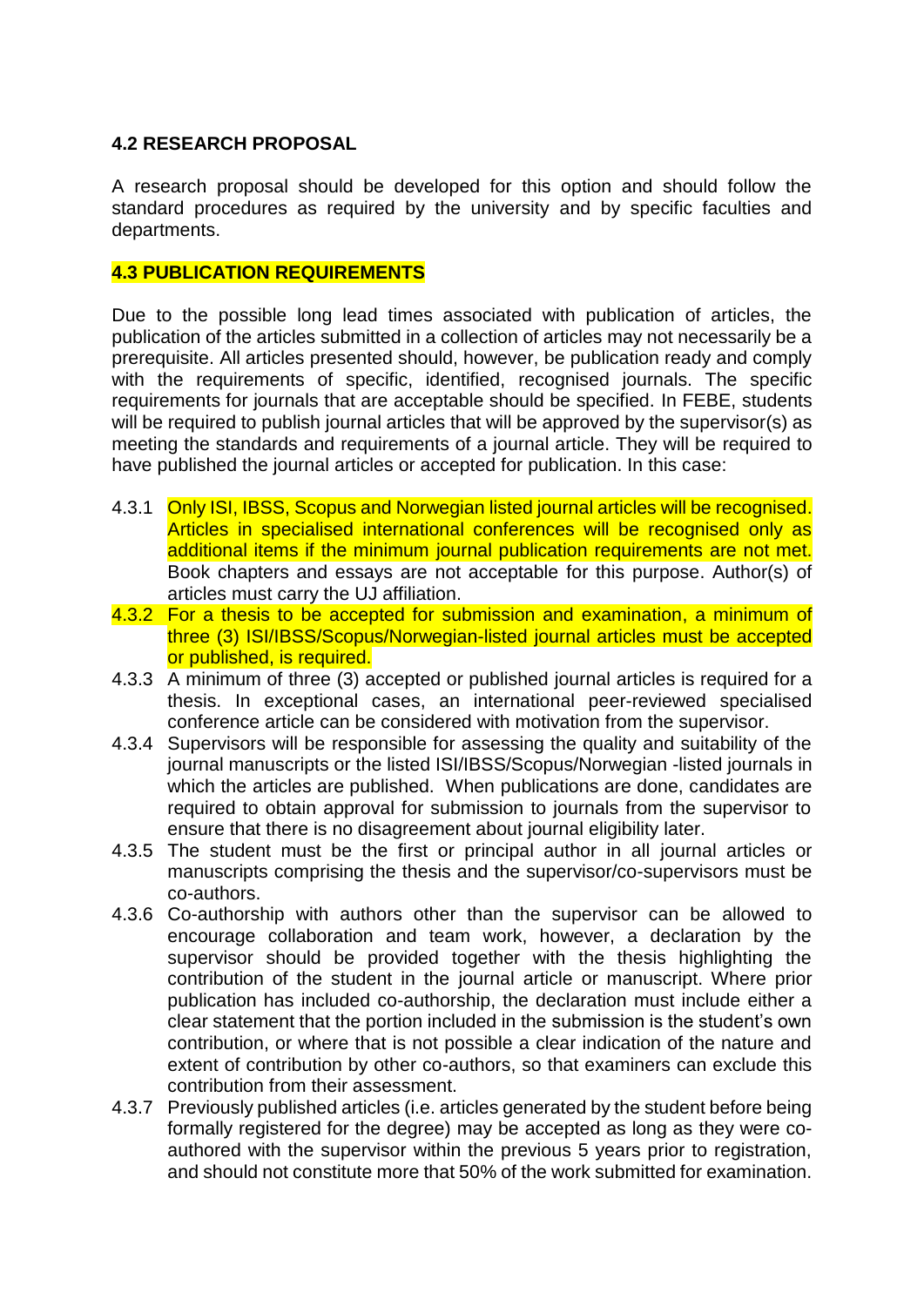### 4.2 RESEARCH PROPOSAL

A research proposal should be developed for this option and should follow the standard procedures as required by the university and by specific faculties and departments.

### 4.3 PUBLICATION REQUIREMENTS

Due to the possible long lead times associated with publication of articles, the publication of the articles submitted in a collection of articles may not necessarily be a prerequisite. All articles presented should, however, be publication ready and comply with the requirements of specific, identified, recognised journals. The specific requirements for journals that are acceptable should be specified. In FEBE, students will be required to publish journal articles that will be approved by the supervisor(s) as meeting the standards and requirements of a journal article. They will be required to have published the journal articles or accepted for publication. In this case:

- 4.3.1 Only ISI, IBSS, Scopus and Norwegian listed journal articles will be recognised. Articles in specialised international conferences will be recognised only as additional items if the minimum journal publication requirements are not met. Book chapters and essays are not acceptable for this purpose. Author(s) of articles must carry the UJ affiliation.
- 4.3.2 For a thesis to be accepted for submission and examination, a minimum of three (3) ISI/IBSS/Scopus/Norwegian-listed journal articles must be accepted or published, is required.
- 4.3.3 A minimum of three (3) accepted or published journal articles is required for a thesis. In exceptional cases, an international peer-reviewed specialised conference article can be considered with motivation from the supervisor.
- 4.3.4 Supervisors will be responsible for assessing the quality and suitability of the journal manuscripts or the listed ISI/IBSS/Scopus/Norwegian -listed journals in which the articles are published. When publications are done, candidates are required to obtain approval for submission to journals from the supervisor to ensure that there is no disagreement about journal eligibility later.
- 4.3.5 The student must be the first or principal author in all journal articles or manuscripts comprising the thesis and the supervisor/co-supervisors must be co-authors.
- 4.3.6 Co-authorship with authors other than the supervisor can be allowed to encourage collaboration and team work, however, a declaration by the supervisor should be provided together with the thesis highlighting the contribution of the student in the journal article or manuscript. Where prior publication has included co-authorship, the declaration must include either a clear statement that the portion included in the submission is the student's own contribution, or where that is not possible a clear indication of the nature and extent of contribution by other co-authors, so that examiners can exclude this contribution from their assessment.
- 4.3.7 Previously published articles (i.e. articles generated by the student before being formally registered for the degree) may be accepted as long as they were co-authored with the supervisor within the previous 5 years prior to registration, and should not constitute more that 50% of the work submitted for examination.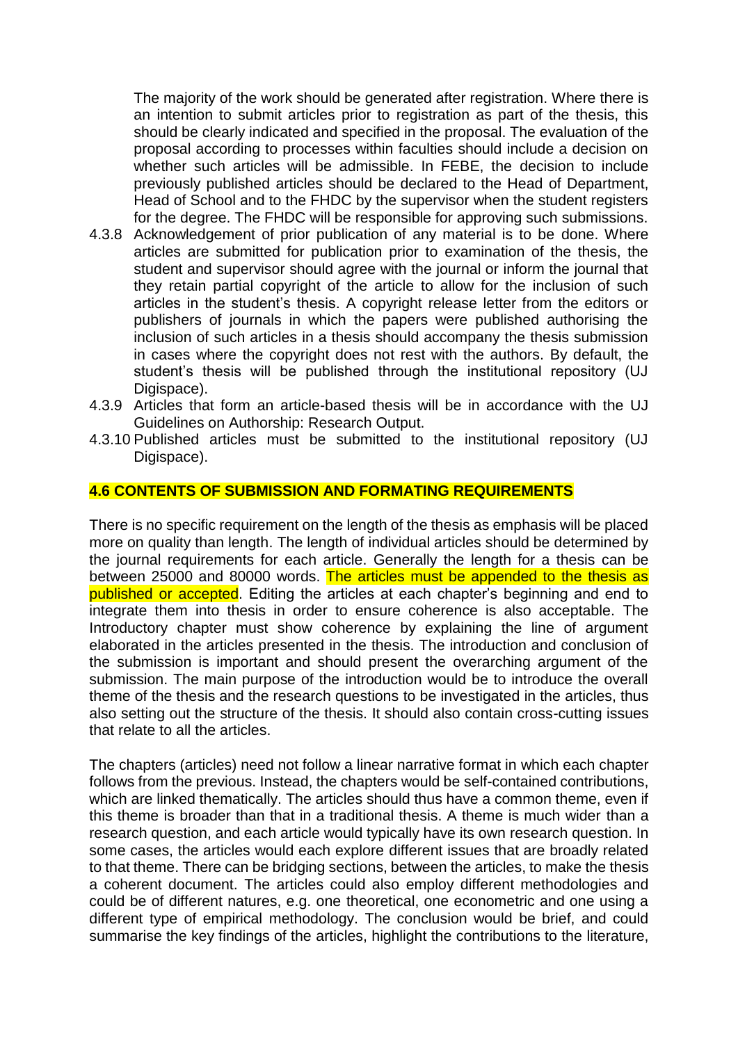The majority of the work should be generated after registration. Where there is an intention to submit articles prior to registration as part of the thesis, this should be clearly indicated and specified in the proposal. The evaluation of the proposal according to processes within faculties should include a decision on whether such articles will be admissible. In FEBE, the decision to include previously published articles should be declared to the Head of Department, Head of School and to the FHDC by the supervisor when the student registers for the degree. The FHDC will be responsible for approving such submissions.

4.3.8 Acknowledgement of prior publication of any material is to be done. Where articles are submitted for publication prior to examination of the thesis, the student and supervisor should agree with the journal or inform the journal that they retain partial copyright of the article to allow for the inclusion of such articles in the student's thesis. A copyright release letter from the editors or publishers of journals in which the papers were published authorising the inclusion of such articles in a thesis should accompany the thesis submission in cases where the copyright does not rest with the authors. By default, the student's thesis will be published through the institutional repository (UJ Digispace).

4.3.9 Articles that form an article-based thesis will be in accordance with the UJ Guidelines on Authorship: Research Output.

4.3.10 Published articles must be submitted to the institutional repository (UJ Digispace).

## 4.6 CONTENTS OF SUBMISSION AND FORMATING REQUIREMENTS

There is no specific requirement on the length of the thesis as emphasis will be placed more on quality than length. The length of individual articles should be determined by the journal requirements for each article. Generally the length for a thesis can be between 25000 and 80000 words. The articles must be appended to the thesis as published or accepted. Editing the articles at each chapter's beginning and end to integrate them into thesis in order to ensure coherence is also acceptable. The Introductory chapter must show coherence by explaining the line of argument elaborated in the articles presented in the thesis. The introduction and conclusion of the submission is important and should present the overarching argument of the submission. The main purpose of the introduction would be to introduce the overall theme of the thesis and the research questions to be investigated in the articles, thus also setting out the structure of the thesis. It should also contain cross-cutting issues that relate to all the articles.

The chapters (articles) need not follow a linear narrative format in which each chapter follows from the previous. Instead, the chapters would be self-contained contributions, which are linked thematically. The articles should thus have a common theme, even if this theme is broader than that in a traditional thesis. A theme is much wider than a research question, and each article would typically have its own research question. In some cases, the articles would each explore different issues that are broadly related to that theme. There can be bridging sections, between the articles, to make the thesis a coherent document. The articles could also employ different methodologies and could be of different natures, e.g. one theoretical, one econometric and one using a different type of empirical methodology. The conclusion would be brief, and could summarise the key findings of the articles, highlight the contributions to the literature,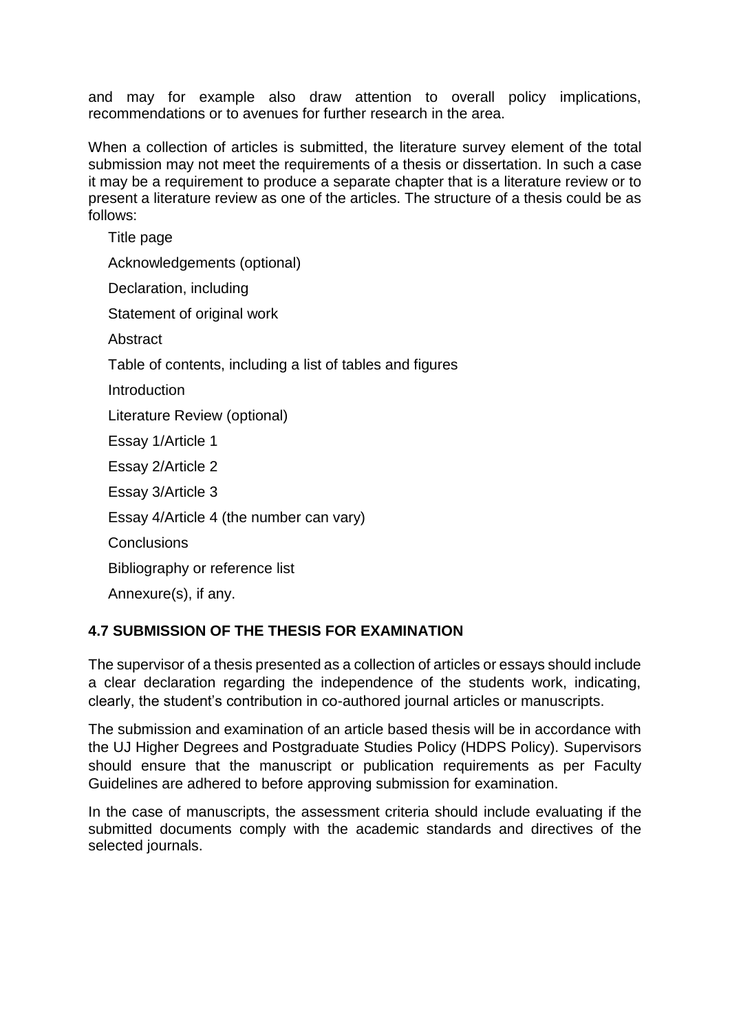and may for example also draw attention to overall policy implications, recommendations or to avenues for further research in the area.

When a collection of articles is submitted, the literature survey element of the total submission may not meet the requirements of a thesis or dissertation. In such a case it may be a requirement to produce a separate chapter that is a literature review or to present a literature review as one of the articles. The structure of a thesis could be as follows:

Title page

Acknowledgements (optional)

Declaration, including

Statement of original work

Abstract

Table of contents, including a list of tables and figures

Introduction

Literature Review (optional)

Essay 1/Article 1

Essay 2/Article 2

Essay 3/Article 3

Essay 4/Article 4 (the number can vary)

Conclusions

Bibliography or reference list

Annexure(s), if any.

### 4.7 SUBMISSION OF THE THESIS FOR EXAMINATION

The supervisor of a thesis presented as a collection of articles or essays should include a clear declaration regarding the independence of the students work, indicating, clearly, the student's contribution in co-authored journal articles or manuscripts.

The submission and examination of an article based thesis will be in accordance with the UJ Higher Degrees and Postgraduate Studies Policy (HDPS Policy). Supervisors should ensure that the manuscript or publication requirements as per Faculty Guidelines are adhered to before approving submission for examination.

In the case of manuscripts, the assessment criteria should include evaluating if the submitted documents comply with the academic standards and directives of the selected journals.